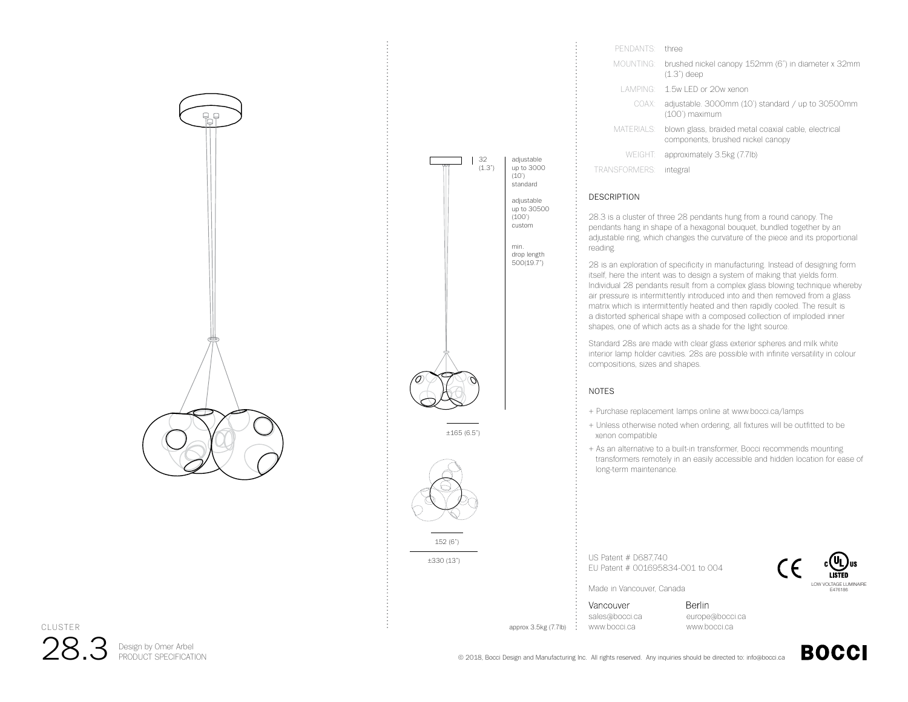| | |
|---|---|
| PENDANTS: | three |
| MOUNTING: | brushed nickel canopy 152mm (6") in diameter x 32mm (1.3") deep |
| LAMPING: | 1.5w LED or 20w xenon |
| COAX: | adjustable. 3000mm (10') standard / up to 30500mm (100') maximum |
| MATERIALS: | blown glass, braided metal coaxial cable, electrical components, brushed nickel canopy |
| WEIGHT: | approximately 3.5kg (7.7lb) |
| TRANSFORMERS: | integral |

32 (1.3")

adjustable up to 3000 (10') standard

adjustable up to 30500 (100') custom

min. drop length 500(19.7")

±165 (6.5")

152 (6")

±330 (13")

approx 3.5kg (7.7lb)

## DESCRIPTION

28.3 is a cluster of three 28 pendants hung from a round canopy. The pendants hang in shape of a hexagonal bouquet, bundled together by an adjustable ring, which changes the curvature of the piece and its proportional reading.

28 is an exploration of specificity in manufacturing. Instead of designing form itself, here the intent was to design a system of making that yields form. Individual 28 pendants result from a complex glass blowing technique whereby air pressure is intermittently introduced into and then removed from a glass matrix which is intermittently heated and then rapidly cooled. The result is a distorted spherical shape with a composed collection of imploded inner shapes, one of which acts as a shade for the light source.

Standard 28s are made with clear glass exterior spheres and milk white interior lamp holder cavities. 28s are possible with infinite versatility in colour compositions, sizes and shapes.

## NOTES

+ Purchase replacement lamps online at www.bocci.ca/lamps
+ Unless otherwise noted when ordering, all fixtures will be outfitted to be xenon compatible
+ As an alternative to a built-in transformer, Bocci recommends mounting transformers remotely in an easily accessible and hidden location for ease of long-term maintenance.

US Patent # D687,740
EU Patent # 001695834-001 to 004

Made in Vancouver, Canada

LOW VOLTAGE LUMINAIRE E476186

**Vancouver**
sales@bocci.ca
www.bocci.ca

**Berlin**
europe@bocci.ca
www.bocci.ca

CLUSTER

# 28.3

Design by Omer Arbel
PRODUCT SPECIFICATION

© 2018, Bocci Design and Manufacturing Inc. All rights reserved. Any inquiries should be directed to: info@bocci.ca

**BOCCI**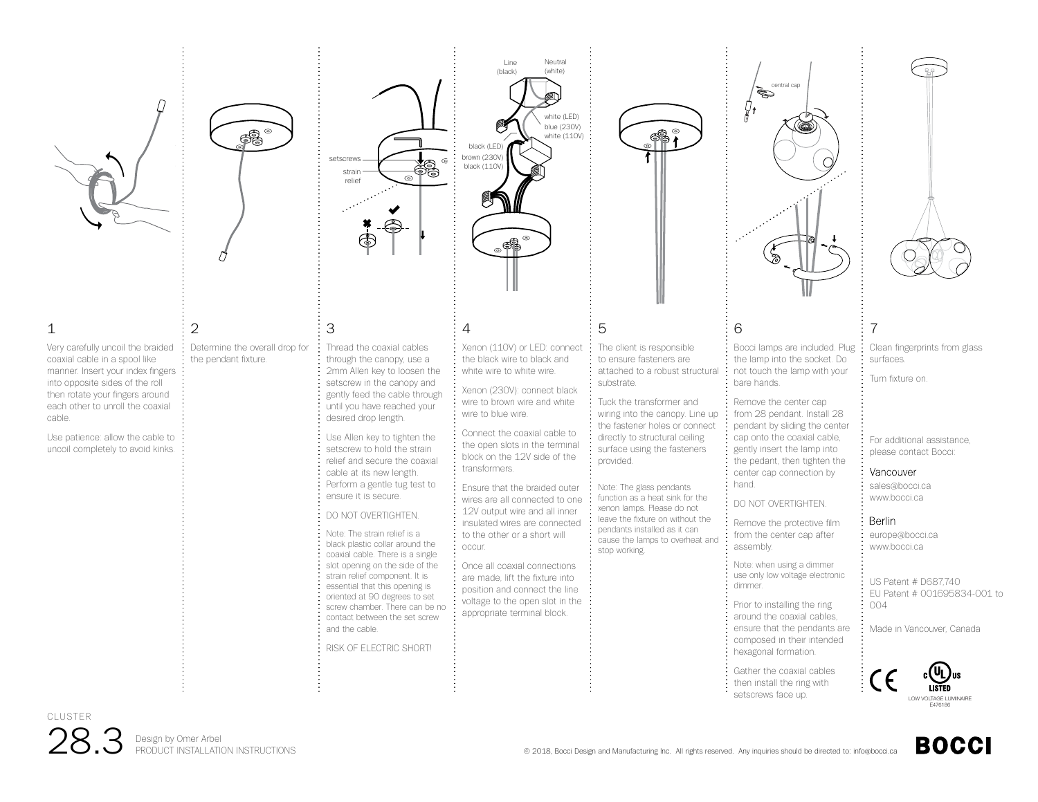## 1

Very carefully uncoil the braided coaxial cable in a spool like manner. Insert your index fingers into opposite sides of the roll then rotate your fingers around each other to unroll the coaxial cable.

Use patience: allow the cable to uncoil completely to avoid kinks.

## 2

Determine the overall drop for the pendant fixture.

## 3

setscrews
strain relief

Thread the coaxial cables through the canopy, use a 2mm Allen key to loosen the setscrew in the canopy and gently feed the cable through until you have reached your desired drop length.

Use Allen key to tighten the setscrew to hold the strain relief and secure the coaxial cable at its new length. Perform a gentle tug test to ensure it is secure.

DO NOT OVERTIGHTEN.

Note: The strain relief is a black plastic collar around the coaxial cable. There is a single slot opening on the side of the strain relief component. It is essential that this opening is oriented at 90 degrees to set screw chamber. There can be no contact between the set screw and the cable.

RISK OF ELECTRIC SHORT!

## 4

Line (black)
Neutral (white)
white (LED)
blue (230V)
white (110V)
black (LED)
brown (230V)
black (110V)

Xenon (110V) or LED: connect the black wire to black and white wire to white wire.

Xenon (230V): connect black wire to brown wire and white wire to blue wire.

Connect the coaxial cable to the open slots in the terminal block on the 12V side of the transformers.

Ensure that the braided outer wires are all connected to one 12V output wire and all inner insulated wires are connected to the other or a short will occur.

Once all coaxial connections are made, lift the fixture into position and connect the line voltage to the open slot in the appropriate terminal block.

## 5

The client is responsible to ensure fasteners are attached to a robust structural substrate.

Tuck the transformer and wiring into the canopy. Line up the fastener holes or connect directly to structural ceiling surface using the fasteners provided.

Note: The glass pendants function as a heat sink for the xenon lamps. Please do not leave the fixture on without the pendants installed as it can cause the lamps to overheat and stop working.

## 6

central cap

Bocci lamps are included. Plug the lamp into the socket. Do not touch the lamp with your bare hands.

Remove the center cap from 28 pendant. Install 28 pendant by sliding the center cap onto the coaxial cable, gently insert the lamp into the pedant, then tighten the center cap connection by hand.

DO NOT OVERTIGHTEN.

Remove the protective film from the center cap after assembly.

Note: when using a dimmer use only low voltage electronic dimmer.

Prior to installing the ring around the coaxial cables, ensure that the pendants are composed in their intended hexagonal formation.

Gather the coaxial cables then install the ring with setscrews face up.

## 7

Clean fingerprints from glass surfaces.

Turn fixture on.

For additional assistance, please contact Bocci:

Vancouver
sales@bocci.ca
www.bocci.ca

Berlin
europe@bocci.ca
www.bocci.ca

US Patent # D687,740
EU Patent # 001695834-001 to 004

Made in Vancouver, Canada

CE
c UL us LISTED
LOW VOLTAGE LUMINAIRE
E478186

CLUSTER
# 28.3

Design by Omer Arbel
PRODUCT INSTALLATION INSTRUCTIONS

© 2018, Bocci Design and Manufacturing Inc. All rights reserved. Any inquiries should be directed to: info@bocci.ca

BOCCI